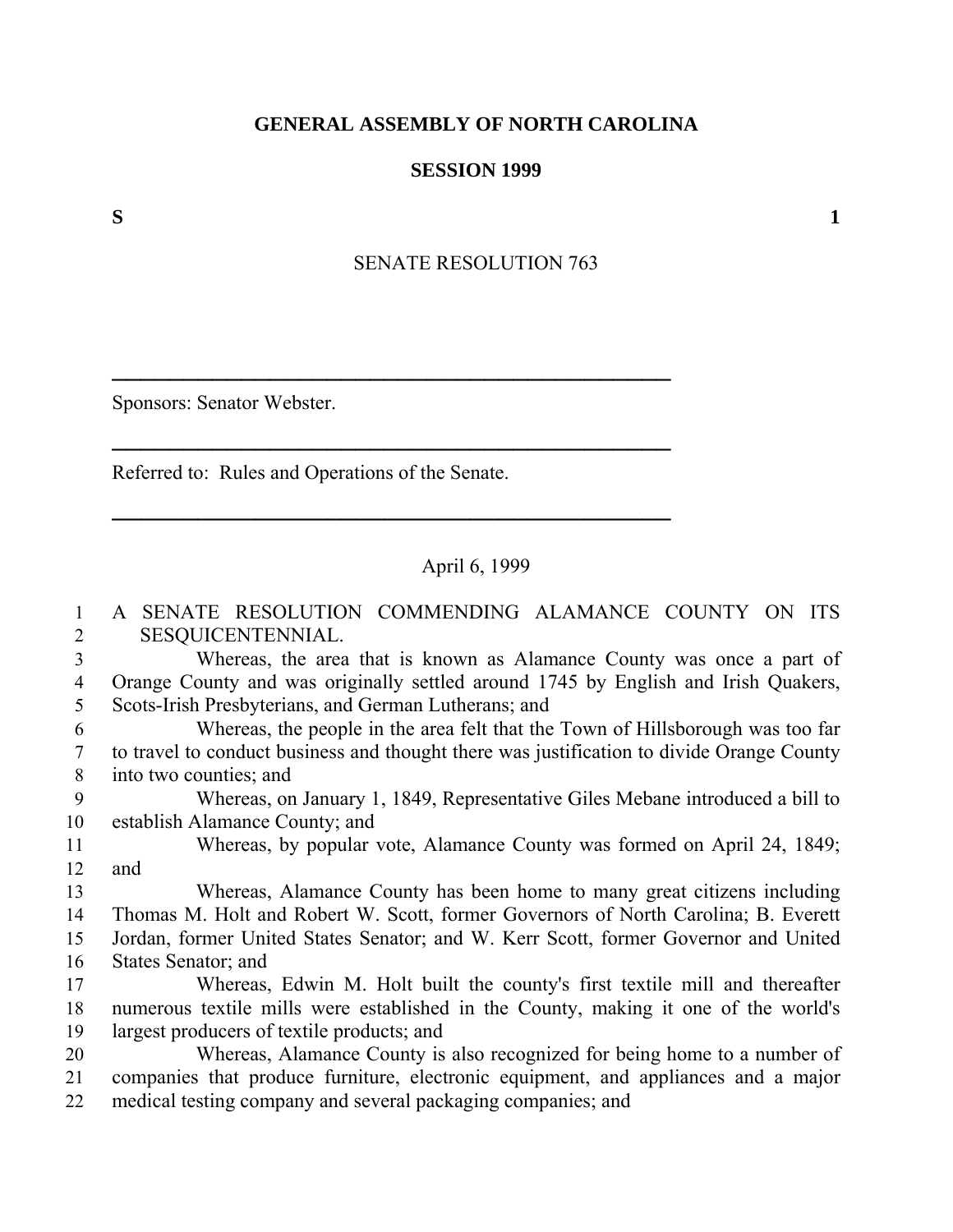**GENERAL ASSEMBLY OF NORTH CAROLINA**

**SESSION 1999**

**S** **1**

SENATE RESOLUTION 763

---

Sponsors: Senator Webster.

---

Referred to: Rules and Operations of the Senate.

---

April 6, 1999

A SENATE RESOLUTION COMMENDING ALAMANCE COUNTY ON ITS SESQUICENTENNIAL.

Whereas, the area that is known as Alamance County was once a part of Orange County and was originally settled around 1745 by English and Irish Quakers, Scots-Irish Presbyterians, and German Lutherans; and

Whereas, the people in the area felt that the Town of Hillsborough was too far to travel to conduct business and thought there was justification to divide Orange County into two counties; and

Whereas, on January 1, 1849, Representative Giles Mebane introduced a bill to establish Alamance County; and

Whereas, by popular vote, Alamance County was formed on April 24, 1849; and

Whereas, Alamance County has been home to many great citizens including Thomas M. Holt and Robert W. Scott, former Governors of North Carolina; B. Everett Jordan, former United States Senator; and W. Kerr Scott, former Governor and United States Senator; and

Whereas, Edwin M. Holt built the county's first textile mill and thereafter numerous textile mills were established in the County, making it one of the world's largest producers of textile products; and

Whereas, Alamance County is also recognized for being home to a number of companies that produce furniture, electronic equipment, and appliances and a major medical testing company and several packaging companies; and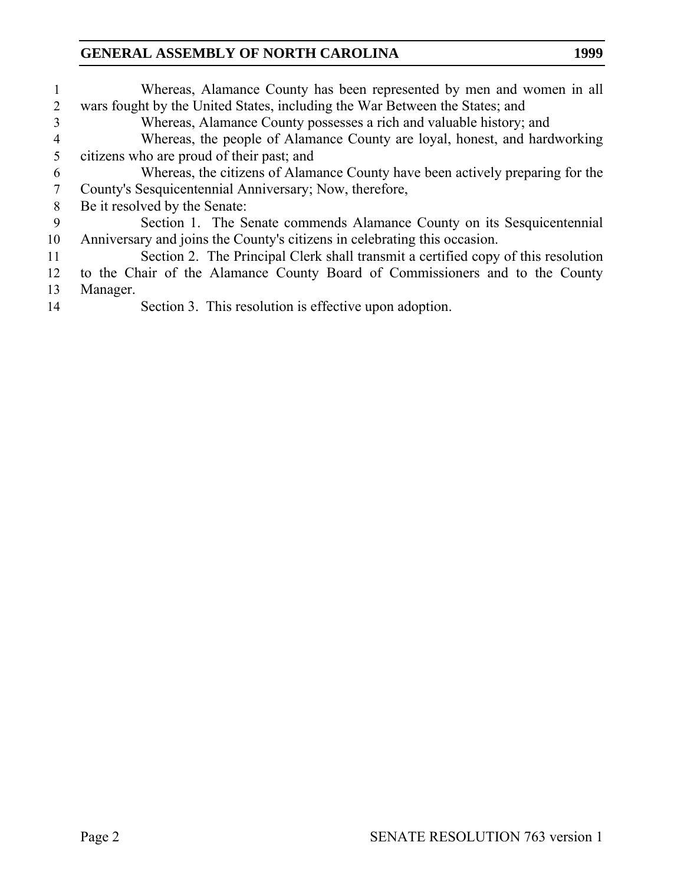Whereas, Alamance County has been represented by men and women in all wars fought by the United States, including the War Between the States; and

Whereas, Alamance County possesses a rich and valuable history; and

Whereas, the people of Alamance County are loyal, honest, and hardworking citizens who are proud of their past; and

Whereas, the citizens of Alamance County have been actively preparing for the County's Sesquicentennial Anniversary; Now, therefore,

Be it resolved by the Senate:

Section 1. The Senate commends Alamance County on its Sesquicentennial Anniversary and joins the County's citizens in celebrating this occasion.

Section 2. The Principal Clerk shall transmit a certified copy of this resolution to the Chair of the Alamance County Board of Commissioners and to the County Manager.

Section 3. This resolution is effective upon adoption.